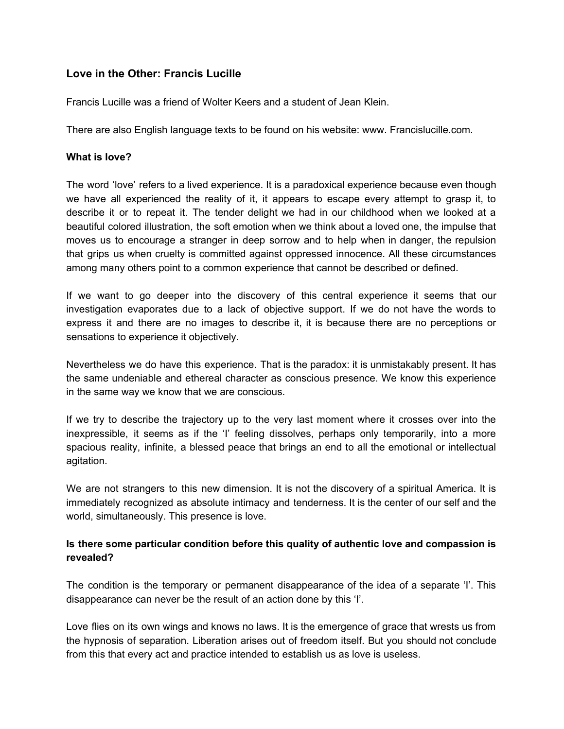## Love in the Other: Francis Lucille

Francis Lucille was a friend of Wolter Keers and a student of Jean Klein.

There are also English language texts to be found on his website: www. Francislucille.com.

### What is love?

The word 'love' refers to a lived experience. It is a paradoxical experience because even though we have all experienced the reality of it, it appears to escape every attempt to grasp it, to describe it or to repeat it. The tender delight we had in our childhood when we looked at a beautiful colored illustration, the soft emotion when we think about a loved one, the impulse that moves us to encourage a stranger in deep sorrow and to help when in danger, the repulsion that grips us when cruelty is committed against oppressed innocence. All these circumstances among many others point to a common experience that cannot be described or defined.

If we want to go deeper into the discovery of this central experience it seems that our investigation evaporates due to a lack of objective support. If we do not have the words to express it and there are no images to describe it, it is because there are no perceptions or sensations to experience it objectively.

Nevertheless we do have this experience. That is the paradox: it is unmistakably present. It has the same undeniable and ethereal character as conscious presence. We know this experience in the same way we know that we are conscious.

If we try to describe the trajectory up to the very last moment where it crosses over into the inexpressible, it seems as if the 'I' feeling dissolves, perhaps only temporarily, into a more spacious reality, infinite, a blessed peace that brings an end to all the emotional or intellectual agitation.

We are not strangers to this new dimension. It is not the discovery of a spiritual America. It is immediately recognized as absolute intimacy and tenderness. It is the center of our self and the world, simultaneously. This presence is love.

### Is there some particular condition before this quality of authentic love and compassion is revealed?

The condition is the temporary or permanent disappearance of the idea of a separate 'I'. This disappearance can never be the result of an action done by this 'I'.

Love flies on its own wings and knows no laws. It is the emergence of grace that wrests us from the hypnosis of separation. Liberation arises out of freedom itself. But you should not conclude from this that every act and practice intended to establish us as love is useless.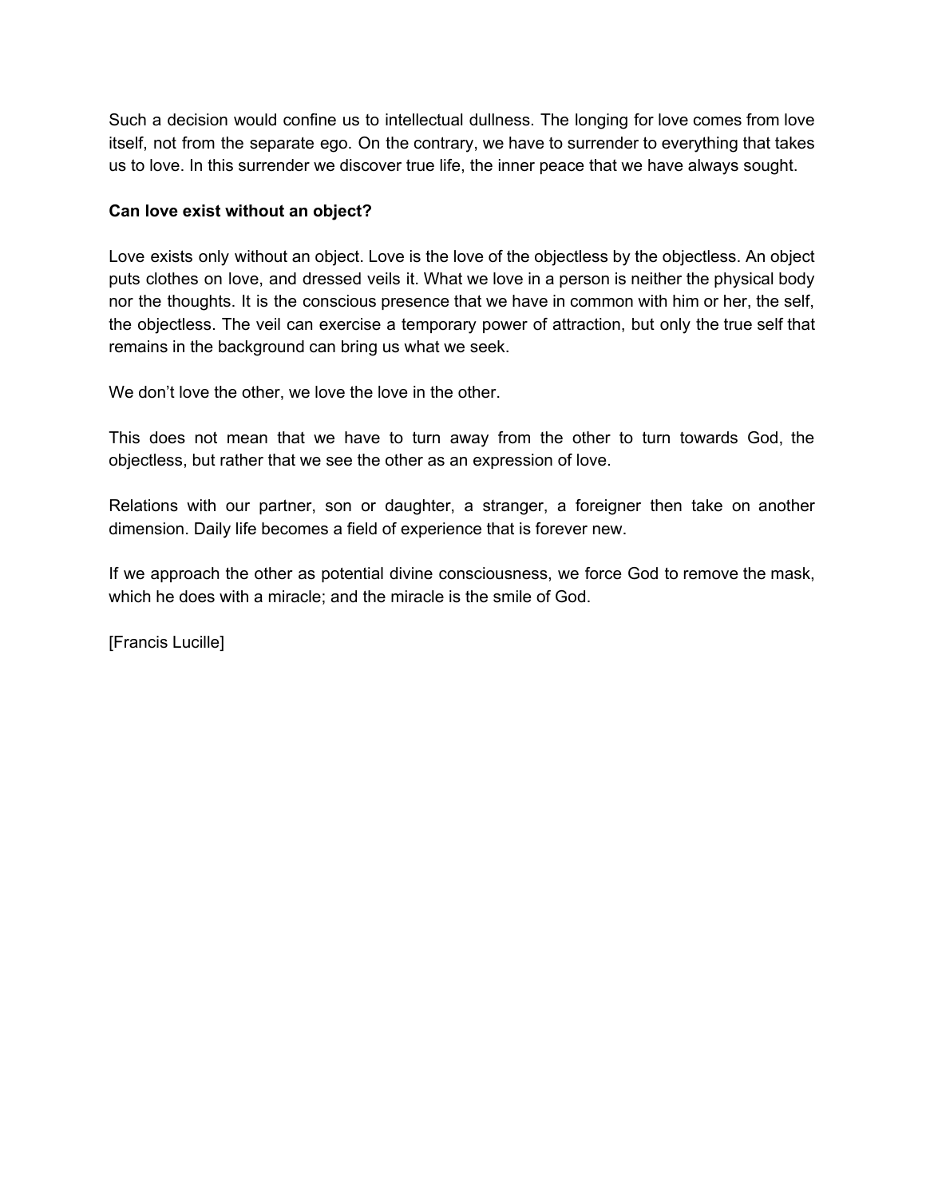Such a decision would confine us to intellectual dullness. The longing for love comes from love itself, not from the separate ego. On the contrary, we have to surrender to everything that takes us to love. In this surrender we discover true life, the inner peace that we have always sought.

**Can love exist without an object?**

Love exists only without an object. Love is the love of the objectless by the objectless. An object puts clothes on love, and dressed veils it. What we love in a person is neither the physical body nor the thoughts. It is the conscious presence that we have in common with him or her, the self, the objectless. The veil can exercise a temporary power of attraction, but only the true self that remains in the background can bring us what we seek.

We don't love the other, we love the love in the other.

This does not mean that we have to turn away from the other to turn towards God, the objectless, but rather that we see the other as an expression of love.

Relations with our partner, son or daughter, a stranger, a foreigner then take on another dimension. Daily life becomes a field of experience that is forever new.

If we approach the other as potential divine consciousness, we force God to remove the mask, which he does with a miracle; and the miracle is the smile of God.

[Francis Lucille]